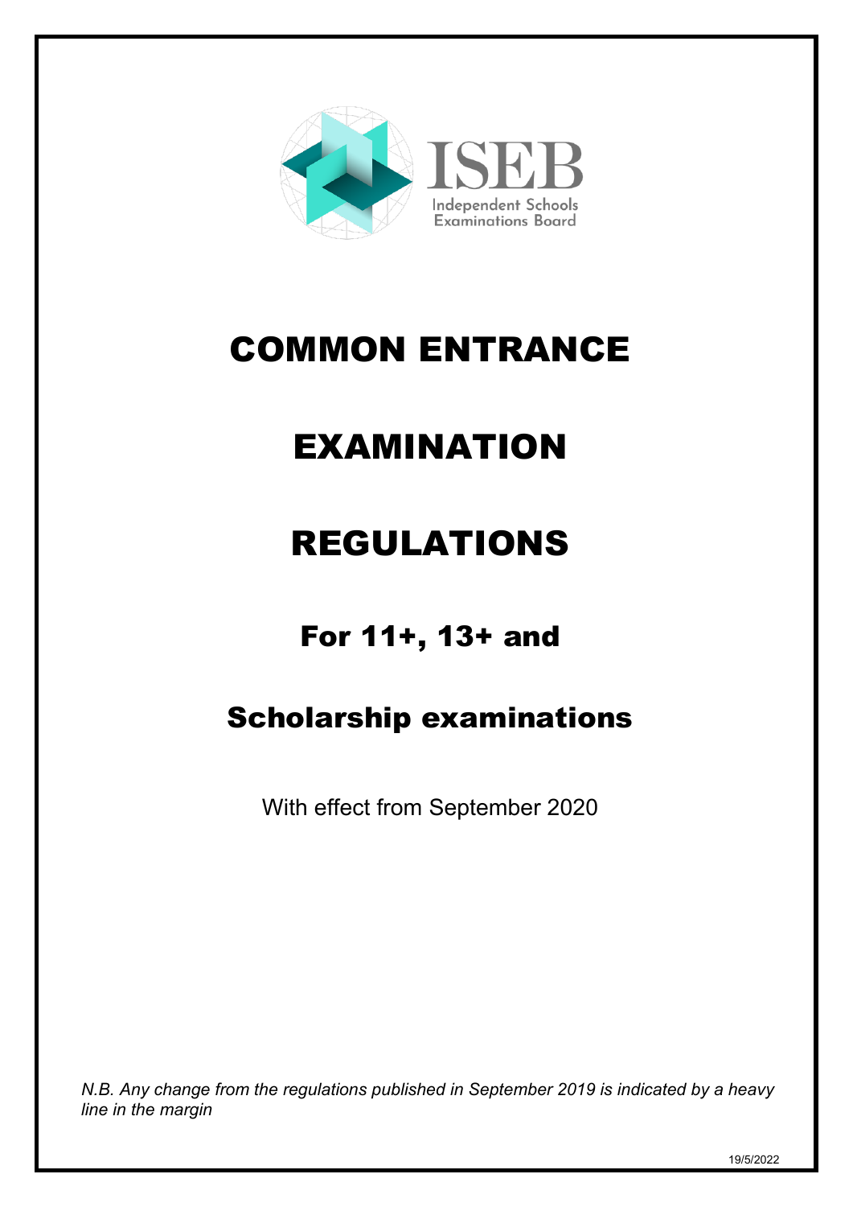ISEB

Independent Schools Examinations Board

# COMMON ENTRANCE

# EXAMINATION

# REGULATIONS

## For 11+, 13+ and

## Scholarship examinations

With effect from September 2020

*N.B. Any change from the regulations published in September 2019 is indicated by a heavy line in the margin*

19/5/2022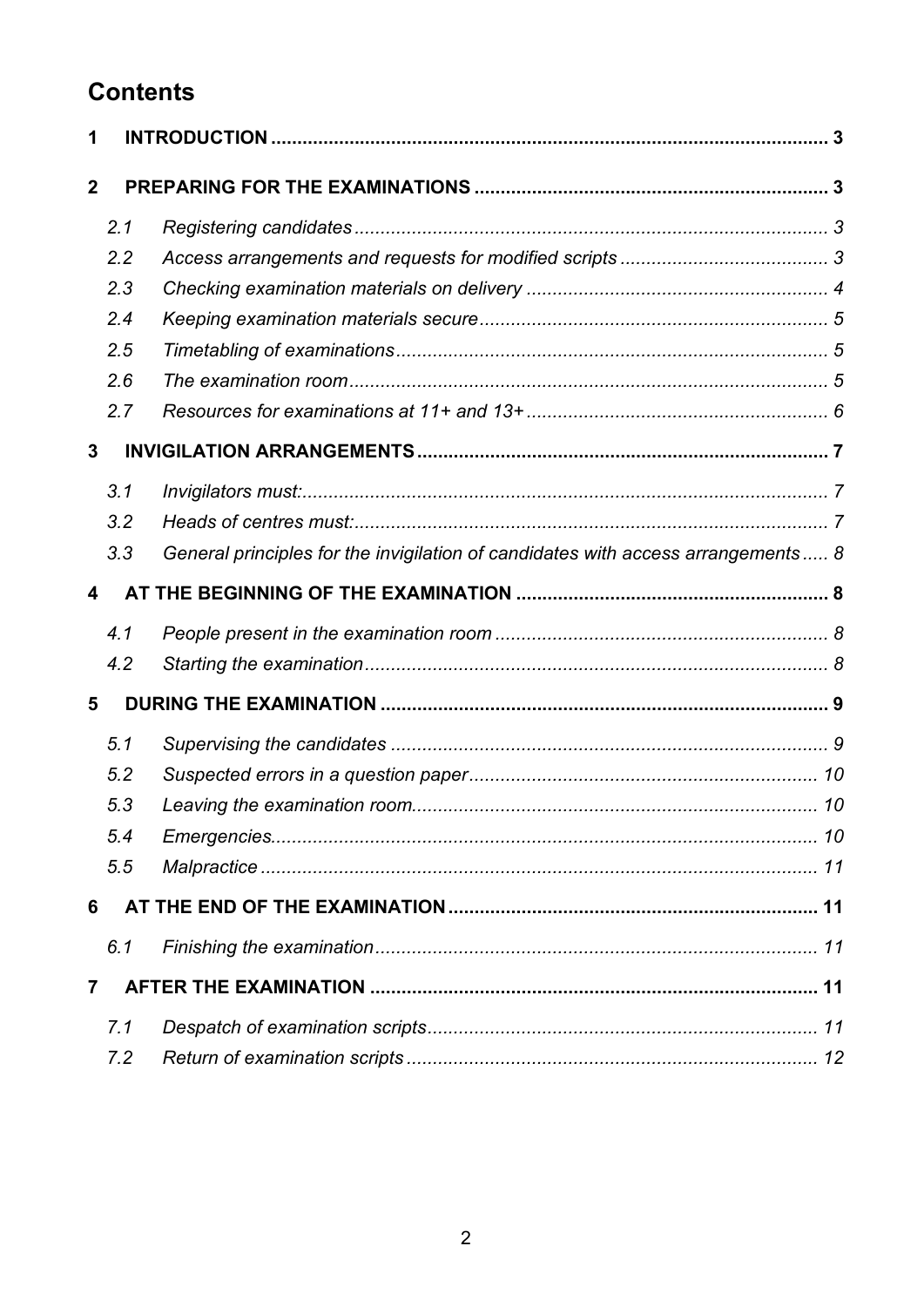## Contents

| | | |
|---|---|---|
| **1** | **INTRODUCTION** | **3** |
| **2** | **PREPARING FOR THE EXAMINATIONS** | **3** |
| *2.1* | *Registering candidates* | *3* |
| *2.2* | *Access arrangements and requests for modified scripts* | *3* |
| *2.3* | *Checking examination materials on delivery* | *4* |
| *2.4* | *Keeping examination materials secure* | *5* |
| *2.5* | *Timetabling of examinations* | *5* |
| *2.6* | *The examination room* | *5* |
| *2.7* | *Resources for examinations at 11+ and 13+* | *6* |
| **3** | **INVIGILATION ARRANGEMENTS** | **7** |
| *3.1* | *Invigilators must:* | *7* |
| *3.2* | *Heads of centres must:* | *7* |
| *3.3* | *General principles for the invigilation of candidates with access arrangements* | *8* |
| **4** | **AT THE BEGINNING OF THE EXAMINATION** | **8** |
| *4.1* | *People present in the examination room* | *8* |
| *4.2* | *Starting the examination* | *8* |
| **5** | **DURING THE EXAMINATION** | **9** |
| *5.1* | *Supervising the candidates* | *9* |
| *5.2* | *Suspected errors in a question paper* | *10* |
| *5.3* | *Leaving the examination room* | *10* |
| *5.4* | *Emergencies* | *10* |
| *5.5* | *Malpractice* | *11* |
| **6** | **AT THE END OF THE EXAMINATION** | **11** |
| *6.1* | *Finishing the examination* | *11* |
| **7** | **AFTER THE EXAMINATION** | **11** |
| *7.1* | *Despatch of examination scripts* | *11* |
| *7.2* | *Return of examination scripts* | *12* |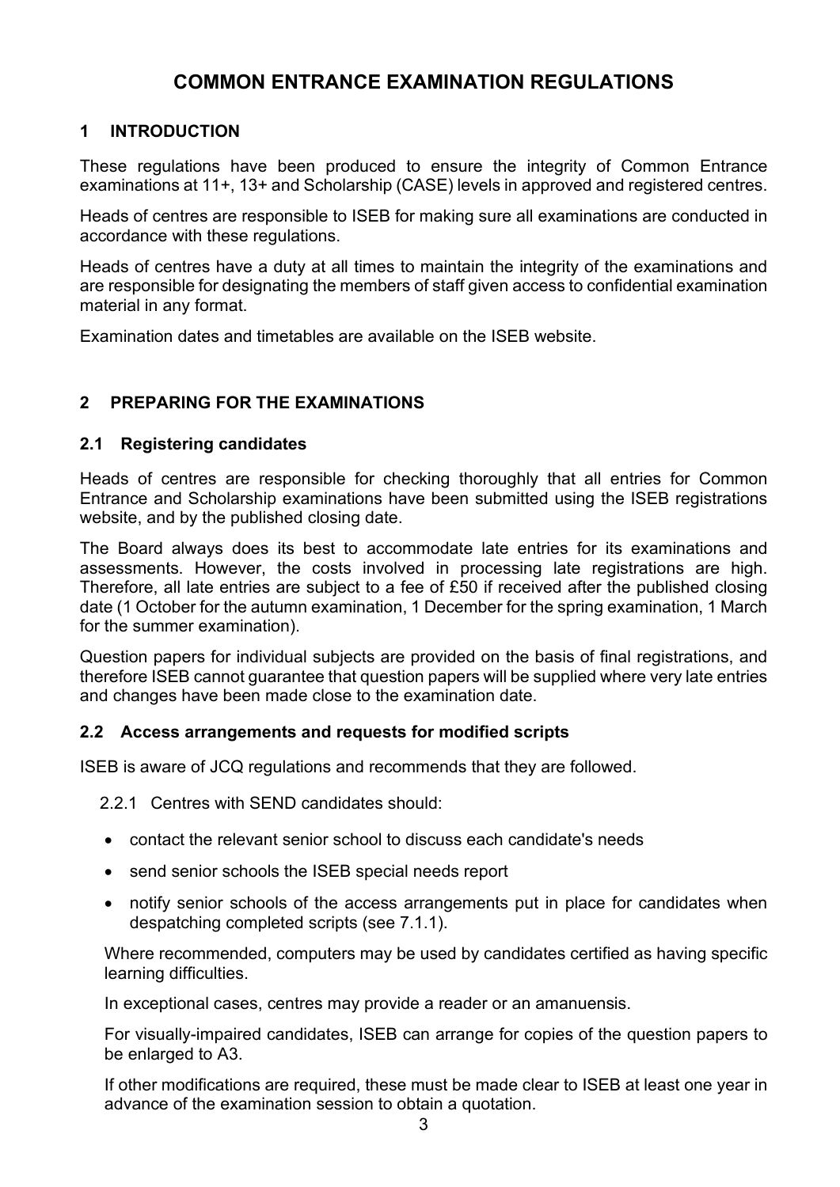# COMMON ENTRANCE EXAMINATION REGULATIONS

## 1 INTRODUCTION

These regulations have been produced to ensure the integrity of Common Entrance examinations at 11+, 13+ and Scholarship (CASE) levels in approved and registered centres.

Heads of centres are responsible to ISEB for making sure all examinations are conducted in accordance with these regulations.

Heads of centres have a duty at all times to maintain the integrity of the examinations and are responsible for designating the members of staff given access to confidential examination material in any format.

Examination dates and timetables are available on the ISEB website.

## 2 PREPARING FOR THE EXAMINATIONS

### 2.1 Registering candidates

Heads of centres are responsible for checking thoroughly that all entries for Common Entrance and Scholarship examinations have been submitted using the ISEB registrations website, and by the published closing date.

The Board always does its best to accommodate late entries for its examinations and assessments. However, the costs involved in processing late registrations are high. Therefore, all late entries are subject to a fee of £50 if received after the published closing date (1 October for the autumn examination, 1 December for the spring examination, 1 March for the summer examination).

Question papers for individual subjects are provided on the basis of final registrations, and therefore ISEB cannot guarantee that question papers will be supplied where very late entries and changes have been made close to the examination date.

### 2.2 Access arrangements and requests for modified scripts

ISEB is aware of JCQ regulations and recommends that they are followed.

2.2.1 Centres with SEND candidates should:

- contact the relevant senior school to discuss each candidate's needs
- send senior schools the ISEB special needs report
- notify senior schools of the access arrangements put in place for candidates when despatching completed scripts (see 7.1.1).

Where recommended, computers may be used by candidates certified as having specific learning difficulties.

In exceptional cases, centres may provide a reader or an amanuensis.

For visually-impaired candidates, ISEB can arrange for copies of the question papers to be enlarged to A3.

If other modifications are required, these must be made clear to ISEB at least one year in advance of the examination session to obtain a quotation.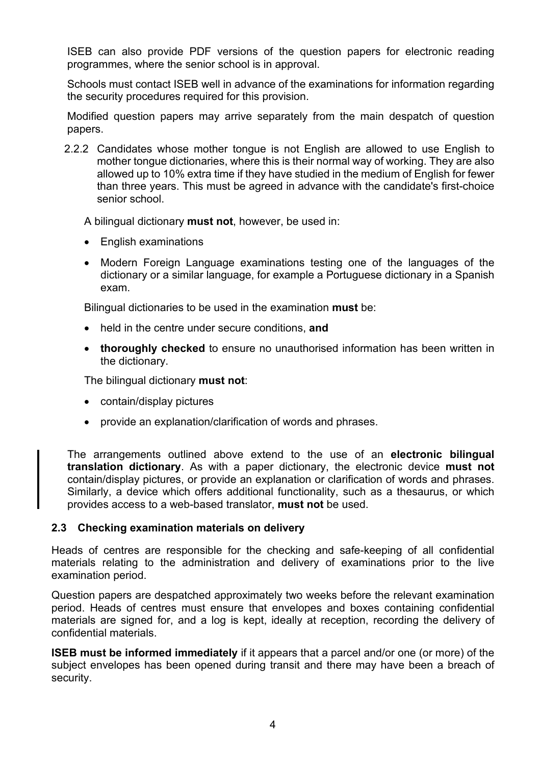ISEB can also provide PDF versions of the question papers for electronic reading programmes, where the senior school is in approval.

Schools must contact ISEB well in advance of the examinations for information regarding the security procedures required for this provision.

Modified question papers may arrive separately from the main despatch of question papers.

2.2.2 Candidates whose mother tongue is not English are allowed to use English to mother tongue dictionaries, where this is their normal way of working. They are also allowed up to 10% extra time if they have studied in the medium of English for fewer than three years. This must be agreed in advance with the candidate's first-choice senior school.

A bilingual dictionary **must not**, however, be used in:

- English examinations
- Modern Foreign Language examinations testing one of the languages of the dictionary or a similar language, for example a Portuguese dictionary in a Spanish exam.

Bilingual dictionaries to be used in the examination **must** be:

- held in the centre under secure conditions, **and**
- **thoroughly checked** to ensure no unauthorised information has been written in the dictionary.

The bilingual dictionary **must not**:

- contain/display pictures
- provide an explanation/clarification of words and phrases.

The arrangements outlined above extend to the use of an **electronic bilingual translation dictionary**. As with a paper dictionary, the electronic device **must not** contain/display pictures, or provide an explanation or clarification of words and phrases. Similarly, a device which offers additional functionality, such as a thesaurus, or which provides access to a web-based translator, **must not** be used.

### 2.3 Checking examination materials on delivery

Heads of centres are responsible for the checking and safe-keeping of all confidential materials relating to the administration and delivery of examinations prior to the live examination period.

Question papers are despatched approximately two weeks before the relevant examination period. Heads of centres must ensure that envelopes and boxes containing confidential materials are signed for, and a log is kept, ideally at reception, recording the delivery of confidential materials.

**ISEB must be informed immediately** if it appears that a parcel and/or one (or more) of the subject envelopes has been opened during transit and there may have been a breach of security.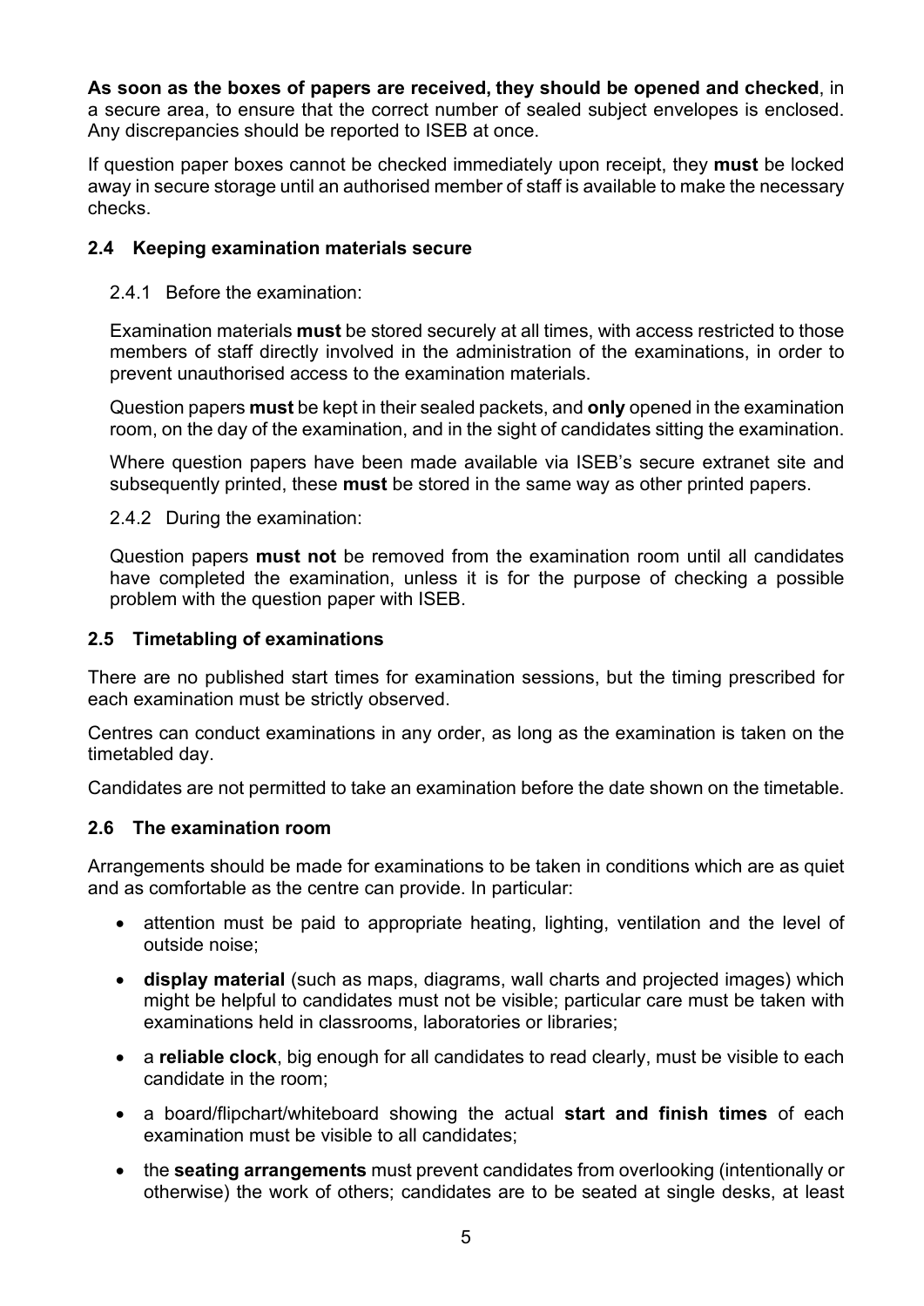**As soon as the boxes of papers are received, they should be opened and checked**, in a secure area, to ensure that the correct number of sealed subject envelopes is enclosed. Any discrepancies should be reported to ISEB at once.

If question paper boxes cannot be checked immediately upon receipt, they **must** be locked away in secure storage until an authorised member of staff is available to make the necessary checks.

### 2.4 Keeping examination materials secure

2.4.1 Before the examination:

Examination materials **must** be stored securely at all times, with access restricted to those members of staff directly involved in the administration of the examinations, in order to prevent unauthorised access to the examination materials.

Question papers **must** be kept in their sealed packets, and **only** opened in the examination room, on the day of the examination, and in the sight of candidates sitting the examination.

Where question papers have been made available via ISEB's secure extranet site and subsequently printed, these **must** be stored in the same way as other printed papers.

2.4.2 During the examination:

Question papers **must not** be removed from the examination room until all candidates have completed the examination, unless it is for the purpose of checking a possible problem with the question paper with ISEB.

### 2.5 Timetabling of examinations

There are no published start times for examination sessions, but the timing prescribed for each examination must be strictly observed.

Centres can conduct examinations in any order, as long as the examination is taken on the timetabled day.

Candidates are not permitted to take an examination before the date shown on the timetable.

### 2.6 The examination room

Arrangements should be made for examinations to be taken in conditions which are as quiet and as comfortable as the centre can provide. In particular:

- attention must be paid to appropriate heating, lighting, ventilation and the level of outside noise;
- **display material** (such as maps, diagrams, wall charts and projected images) which might be helpful to candidates must not be visible; particular care must be taken with examinations held in classrooms, laboratories or libraries;
- a **reliable clock**, big enough for all candidates to read clearly, must be visible to each candidate in the room;
- a board/flipchart/whiteboard showing the actual **start and finish times** of each examination must be visible to all candidates;
- the **seating arrangements** must prevent candidates from overlooking (intentionally or otherwise) the work of others; candidates are to be seated at single desks, at least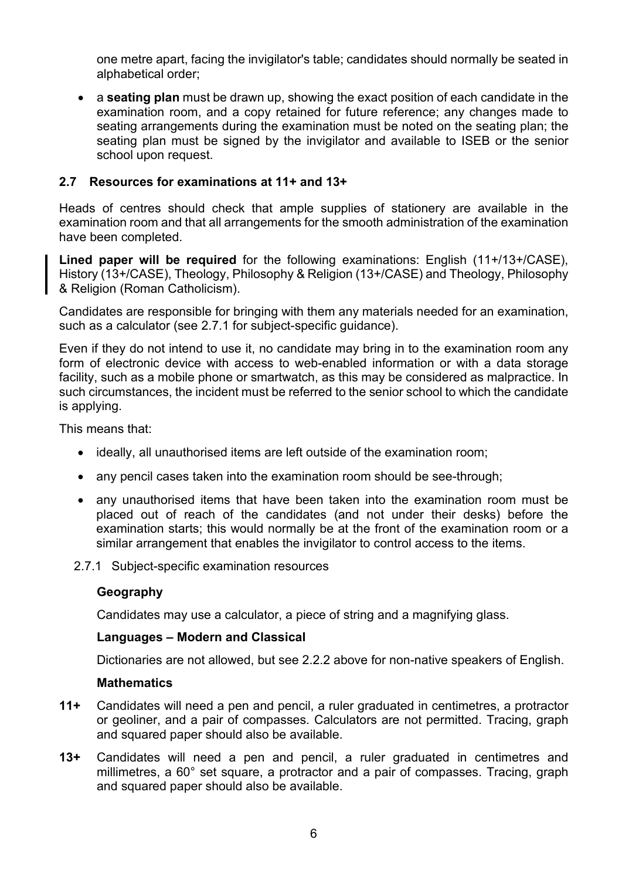one metre apart, facing the invigilator's table; candidates should normally be seated in alphabetical order;

- a **seating plan** must be drawn up, showing the exact position of each candidate in the examination room, and a copy retained for future reference; any changes made to seating arrangements during the examination must be noted on the seating plan; the seating plan must be signed by the invigilator and available to ISEB or the senior school upon request.

## 2.7 Resources for examinations at 11+ and 13+

Heads of centres should check that ample supplies of stationery are available in the examination room and that all arrangements for the smooth administration of the examination have been completed.

**Lined paper will be required** for the following examinations: English (11+/13+/CASE), History (13+/CASE), Theology, Philosophy & Religion (13+/CASE) and Theology, Philosophy & Religion (Roman Catholicism).

Candidates are responsible for bringing with them any materials needed for an examination, such as a calculator (see 2.7.1 for subject-specific guidance).

Even if they do not intend to use it, no candidate may bring in to the examination room any form of electronic device with access to web-enabled information or with a data storage facility, such as a mobile phone or smartwatch, as this may be considered as malpractice. In such circumstances, the incident must be referred to the senior school to which the candidate is applying.

This means that:

- ideally, all unauthorised items are left outside of the examination room;
- any pencil cases taken into the examination room should be see-through;
- any unauthorised items that have been taken into the examination room must be placed out of reach of the candidates (and not under their desks) before the examination starts; this would normally be at the front of the examination room or a similar arrangement that enables the invigilator to control access to the items.

### 2.7.1 Subject-specific examination resources

**Geography**

Candidates may use a calculator, a piece of string and a magnifying glass.

**Languages – Modern and Classical**

Dictionaries are not allowed, but see 2.2.2 above for non-native speakers of English.

**Mathematics**

**11+** Candidates will need a pen and pencil, a ruler graduated in centimetres, a protractor or geoliner, and a pair of compasses. Calculators are not permitted. Tracing, graph and squared paper should also be available.

**13+** Candidates will need a pen and pencil, a ruler graduated in centimetres and millimetres, a 60° set square, a protractor and a pair of compasses. Tracing, graph and squared paper should also be available.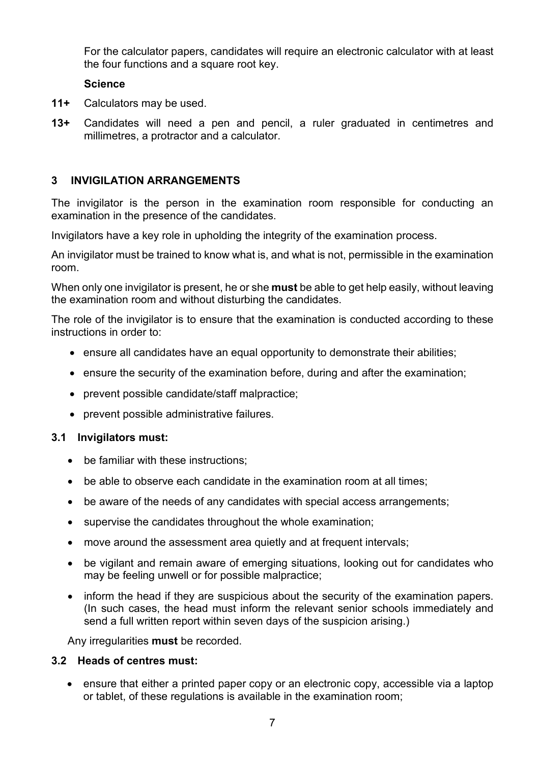For the calculator papers, candidates will require an electronic calculator with at least the four functions and a square root key.

**Science**

**11+** Calculators may be used.

**13+** Candidates will need a pen and pencil, a ruler graduated in centimetres and millimetres, a protractor and a calculator.

## 3 INVIGILATION ARRANGEMENTS

The invigilator is the person in the examination room responsible for conducting an examination in the presence of the candidates.

Invigilators have a key role in upholding the integrity of the examination process.

An invigilator must be trained to know what is, and what is not, permissible in the examination room.

When only one invigilator is present, he or she **must** be able to get help easily, without leaving the examination room and without disturbing the candidates.

The role of the invigilator is to ensure that the examination is conducted according to these instructions in order to:

- ensure all candidates have an equal opportunity to demonstrate their abilities;
- ensure the security of the examination before, during and after the examination;
- prevent possible candidate/staff malpractice;
- prevent possible administrative failures.

### 3.1 Invigilators must:

- be familiar with these instructions;
- be able to observe each candidate in the examination room at all times;
- be aware of the needs of any candidates with special access arrangements;
- supervise the candidates throughout the whole examination;
- move around the assessment area quietly and at frequent intervals;
- be vigilant and remain aware of emerging situations, looking out for candidates who may be feeling unwell or for possible malpractice;
- inform the head if they are suspicious about the security of the examination papers. (In such cases, the head must inform the relevant senior schools immediately and send a full written report within seven days of the suspicion arising.)

Any irregularities **must** be recorded.

### 3.2 Heads of centres must:

- ensure that either a printed paper copy or an electronic copy, accessible via a laptop or tablet, of these regulations is available in the examination room;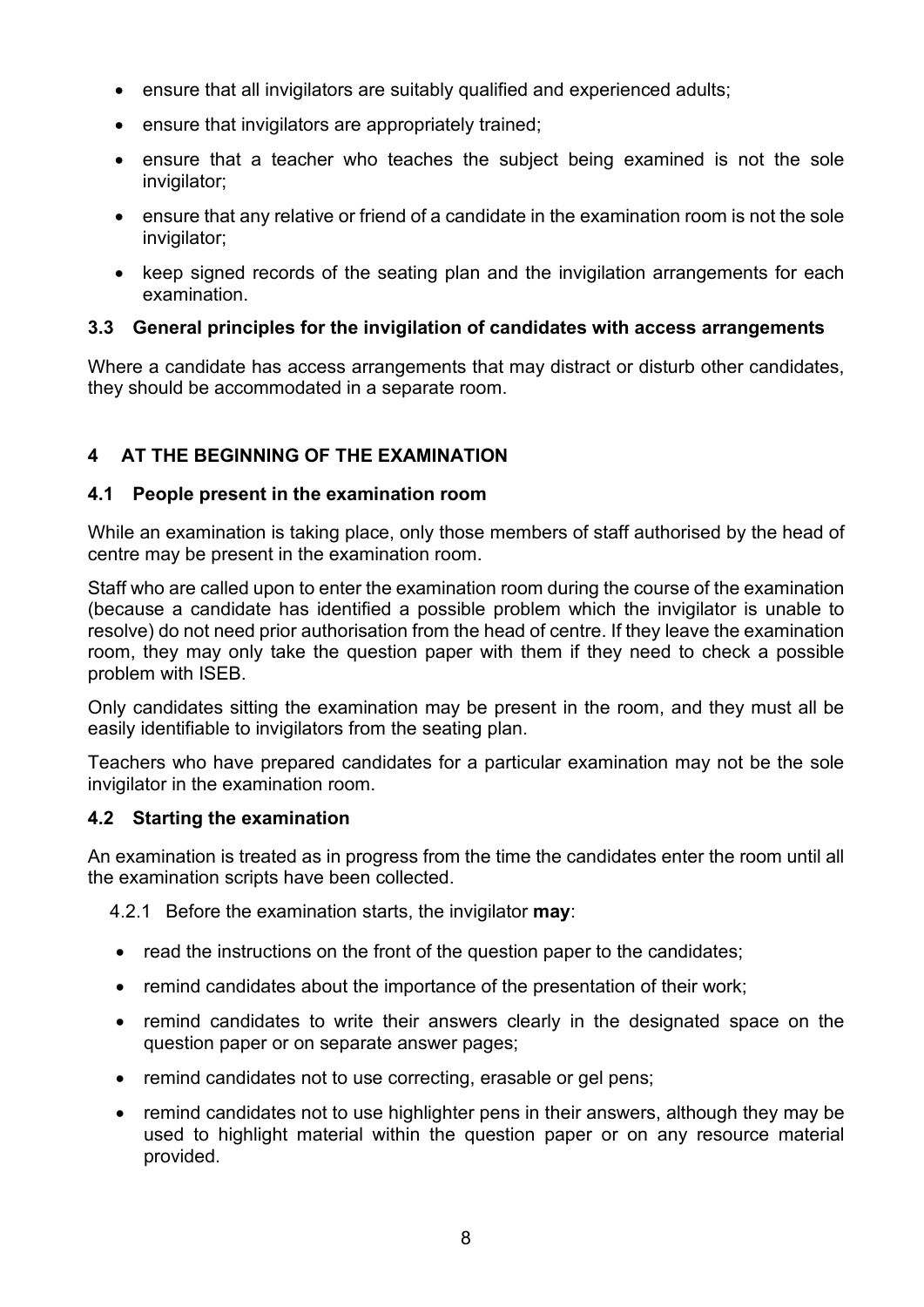- ensure that all invigilators are suitably qualified and experienced adults;
- ensure that invigilators are appropriately trained;
- ensure that a teacher who teaches the subject being examined is not the sole invigilator;
- ensure that any relative or friend of a candidate in the examination room is not the sole invigilator;
- keep signed records of the seating plan and the invigilation arrangements for each examination.

### 3.3 General principles for the invigilation of candidates with access arrangements

Where a candidate has access arrangements that may distract or disturb other candidates, they should be accommodated in a separate room.

## 4 AT THE BEGINNING OF THE EXAMINATION

### 4.1 People present in the examination room

While an examination is taking place, only those members of staff authorised by the head of centre may be present in the examination room.

Staff who are called upon to enter the examination room during the course of the examination (because a candidate has identified a possible problem which the invigilator is unable to resolve) do not need prior authorisation from the head of centre. If they leave the examination room, they may only take the question paper with them if they need to check a possible problem with ISEB.

Only candidates sitting the examination may be present in the room, and they must all be easily identifiable to invigilators from the seating plan.

Teachers who have prepared candidates for a particular examination may not be the sole invigilator in the examination room.

### 4.2 Starting the examination

An examination is treated as in progress from the time the candidates enter the room until all the examination scripts have been collected.

4.2.1 Before the examination starts, the invigilator **may**:

- read the instructions on the front of the question paper to the candidates;
- remind candidates about the importance of the presentation of their work;
- remind candidates to write their answers clearly in the designated space on the question paper or on separate answer pages;
- remind candidates not to use correcting, erasable or gel pens;
- remind candidates not to use highlighter pens in their answers, although they may be used to highlight material within the question paper or on any resource material provided.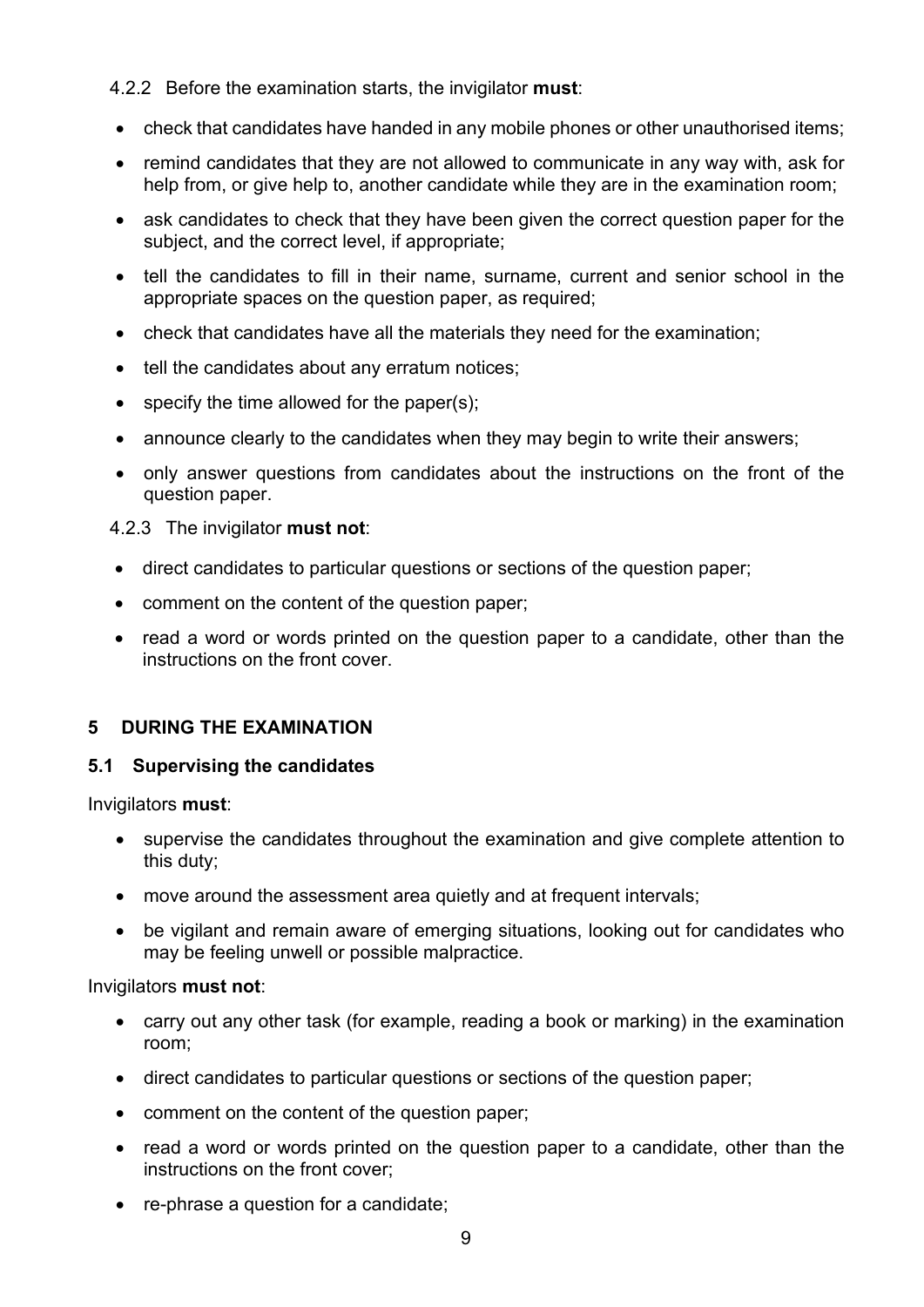4.2.2 Before the examination starts, the invigilator **must**:

- check that candidates have handed in any mobile phones or other unauthorised items;
- remind candidates that they are not allowed to communicate in any way with, ask for help from, or give help to, another candidate while they are in the examination room;
- ask candidates to check that they have been given the correct question paper for the subject, and the correct level, if appropriate;
- tell the candidates to fill in their name, surname, current and senior school in the appropriate spaces on the question paper, as required;
- check that candidates have all the materials they need for the examination;
- tell the candidates about any erratum notices;
- specify the time allowed for the paper(s);
- announce clearly to the candidates when they may begin to write their answers;
- only answer questions from candidates about the instructions on the front of the question paper.

4.2.3 The invigilator **must not**:

- direct candidates to particular questions or sections of the question paper;
- comment on the content of the question paper;
- read a word or words printed on the question paper to a candidate, other than the instructions on the front cover.

## 5 DURING THE EXAMINATION

### 5.1 Supervising the candidates

Invigilators **must**:

- supervise the candidates throughout the examination and give complete attention to this duty;
- move around the assessment area quietly and at frequent intervals;
- be vigilant and remain aware of emerging situations, looking out for candidates who may be feeling unwell or possible malpractice.

Invigilators **must not**:

- carry out any other task (for example, reading a book or marking) in the examination room;
- direct candidates to particular questions or sections of the question paper;
- comment on the content of the question paper;
- read a word or words printed on the question paper to a candidate, other than the instructions on the front cover;
- re-phrase a question for a candidate;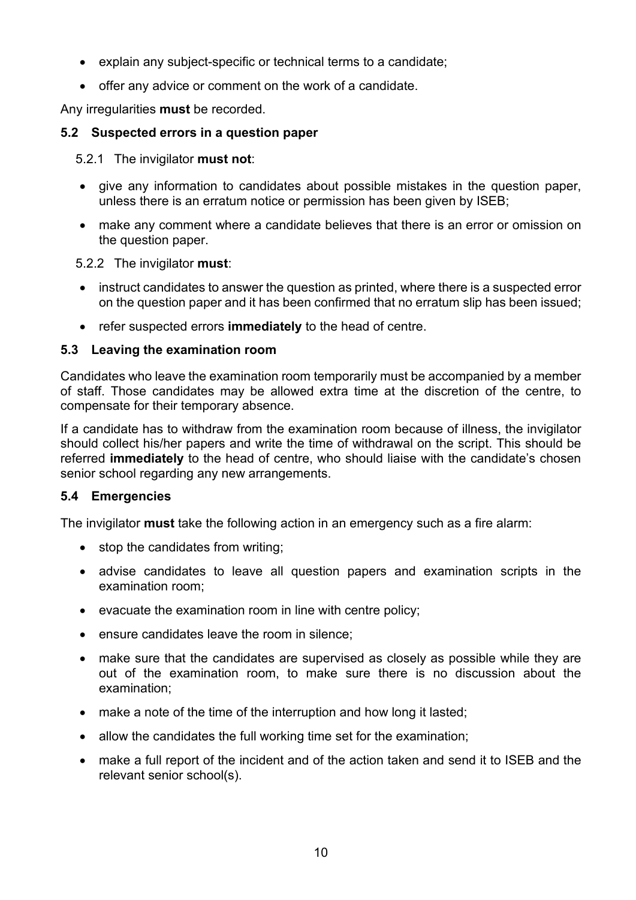- explain any subject-specific or technical terms to a candidate;
- offer any advice or comment on the work of a candidate.

Any irregularities **must** be recorded.

### 5.2 Suspected errors in a question paper

5.2.1 The invigilator **must not**:

- give any information to candidates about possible mistakes in the question paper, unless there is an erratum notice or permission has been given by ISEB;
- make any comment where a candidate believes that there is an error or omission on the question paper.

5.2.2 The invigilator **must**:

- instruct candidates to answer the question as printed, where there is a suspected error on the question paper and it has been confirmed that no erratum slip has been issued;
- refer suspected errors **immediately** to the head of centre.

### 5.3 Leaving the examination room

Candidates who leave the examination room temporarily must be accompanied by a member of staff. Those candidates may be allowed extra time at the discretion of the centre, to compensate for their temporary absence.

If a candidate has to withdraw from the examination room because of illness, the invigilator should collect his/her papers and write the time of withdrawal on the script. This should be referred **immediately** to the head of centre, who should liaise with the candidate's chosen senior school regarding any new arrangements.

### 5.4 Emergencies

The invigilator **must** take the following action in an emergency such as a fire alarm:

- stop the candidates from writing;
- advise candidates to leave all question papers and examination scripts in the examination room;
- evacuate the examination room in line with centre policy;
- ensure candidates leave the room in silence;
- make sure that the candidates are supervised as closely as possible while they are out of the examination room, to make sure there is no discussion about the examination;
- make a note of the time of the interruption and how long it lasted;
- allow the candidates the full working time set for the examination;
- make a full report of the incident and of the action taken and send it to ISEB and the relevant senior school(s).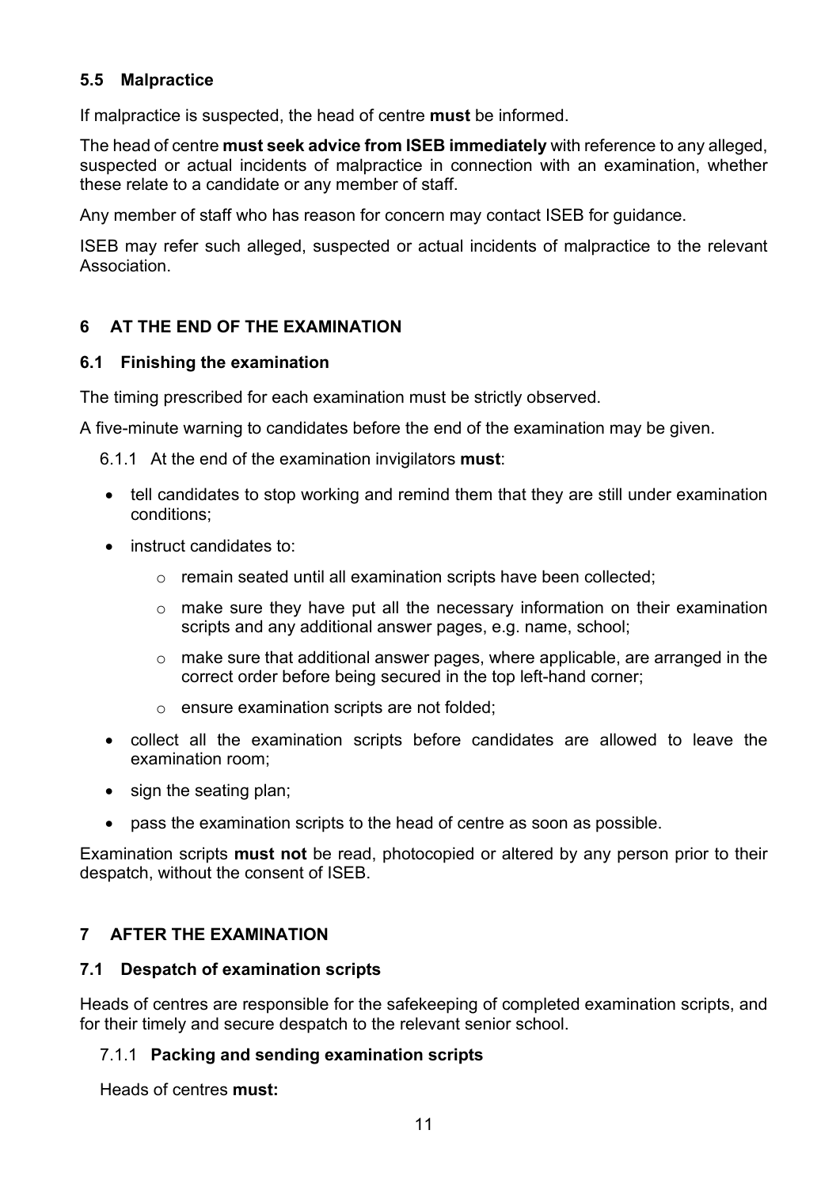### 5.5 Malpractice

If malpractice is suspected, the head of centre **must** be informed.

The head of centre **must seek advice from ISEB immediately** with reference to any alleged, suspected or actual incidents of malpractice in connection with an examination, whether these relate to a candidate or any member of staff.

Any member of staff who has reason for concern may contact ISEB for guidance.

ISEB may refer such alleged, suspected or actual incidents of malpractice to the relevant Association.

## 6 AT THE END OF THE EXAMINATION

### 6.1 Finishing the examination

The timing prescribed for each examination must be strictly observed.

A five-minute warning to candidates before the end of the examination may be given.

6.1.1 At the end of the examination invigilators **must**:

- tell candidates to stop working and remind them that they are still under examination conditions;
- instruct candidates to:
  - remain seated until all examination scripts have been collected;
  - make sure they have put all the necessary information on their examination scripts and any additional answer pages, e.g. name, school;
  - make sure that additional answer pages, where applicable, are arranged in the correct order before being secured in the top left-hand corner;
  - ensure examination scripts are not folded;
- collect all the examination scripts before candidates are allowed to leave the examination room;
- sign the seating plan;
- pass the examination scripts to the head of centre as soon as possible.

Examination scripts **must not** be read, photocopied or altered by any person prior to their despatch, without the consent of ISEB.

## 7 AFTER THE EXAMINATION

### 7.1 Despatch of examination scripts

Heads of centres are responsible for the safekeeping of completed examination scripts, and for their timely and secure despatch to the relevant senior school.

#### 7.1.1 Packing and sending examination scripts

Heads of centres **must:**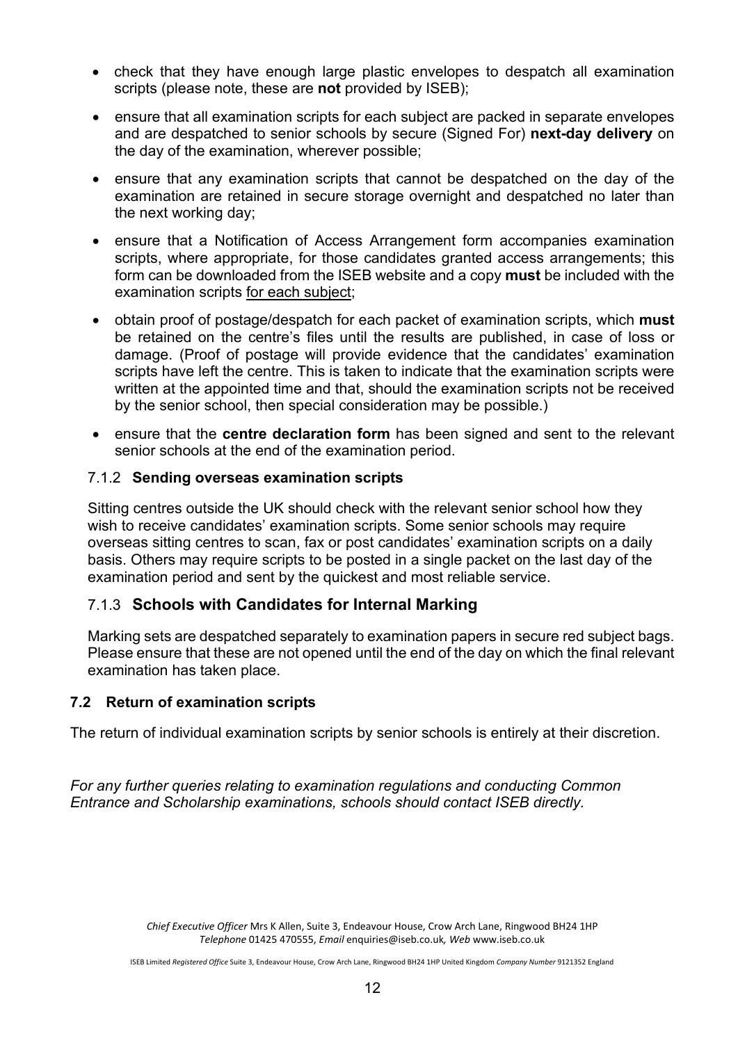- check that they have enough large plastic envelopes to despatch all examination scripts (please note, these are **not** provided by ISEB);
- ensure that all examination scripts for each subject are packed in separate envelopes and are despatched to senior schools by secure (Signed For) **next-day delivery** on the day of the examination, wherever possible;
- ensure that any examination scripts that cannot be despatched on the day of the examination are retained in secure storage overnight and despatched no later than the next working day;
- ensure that a Notification of Access Arrangement form accompanies examination scripts, where appropriate, for those candidates granted access arrangements; this form can be downloaded from the ISEB website and a copy **must** be included with the examination scripts for each subject;
- obtain proof of postage/despatch for each packet of examination scripts, which **must** be retained on the centre's files until the results are published, in case of loss or damage. (Proof of postage will provide evidence that the candidates' examination scripts have left the centre. This is taken to indicate that the examination scripts were written at the appointed time and that, should the examination scripts not be received by the senior school, then special consideration may be possible.)
- ensure that the **centre declaration form** has been signed and sent to the relevant senior schools at the end of the examination period.

#### 7.1.2 **Sending overseas examination scripts**

Sitting centres outside the UK should check with the relevant senior school how they wish to receive candidates' examination scripts. Some senior schools may require overseas sitting centres to scan, fax or post candidates' examination scripts on a daily basis. Others may require scripts to be posted in a single packet on the last day of the examination period and sent by the quickest and most reliable service.

#### 7.1.3 **Schools with Candidates for Internal Marking**

Marking sets are despatched separately to examination papers in secure red subject bags. Please ensure that these are not opened until the end of the day on which the final relevant examination has taken place.

### 7.2 Return of examination scripts

The return of individual examination scripts by senior schools is entirely at their discretion.

*For any further queries relating to examination regulations and conducting Common Entrance and Scholarship examinations, schools should contact ISEB directly.*